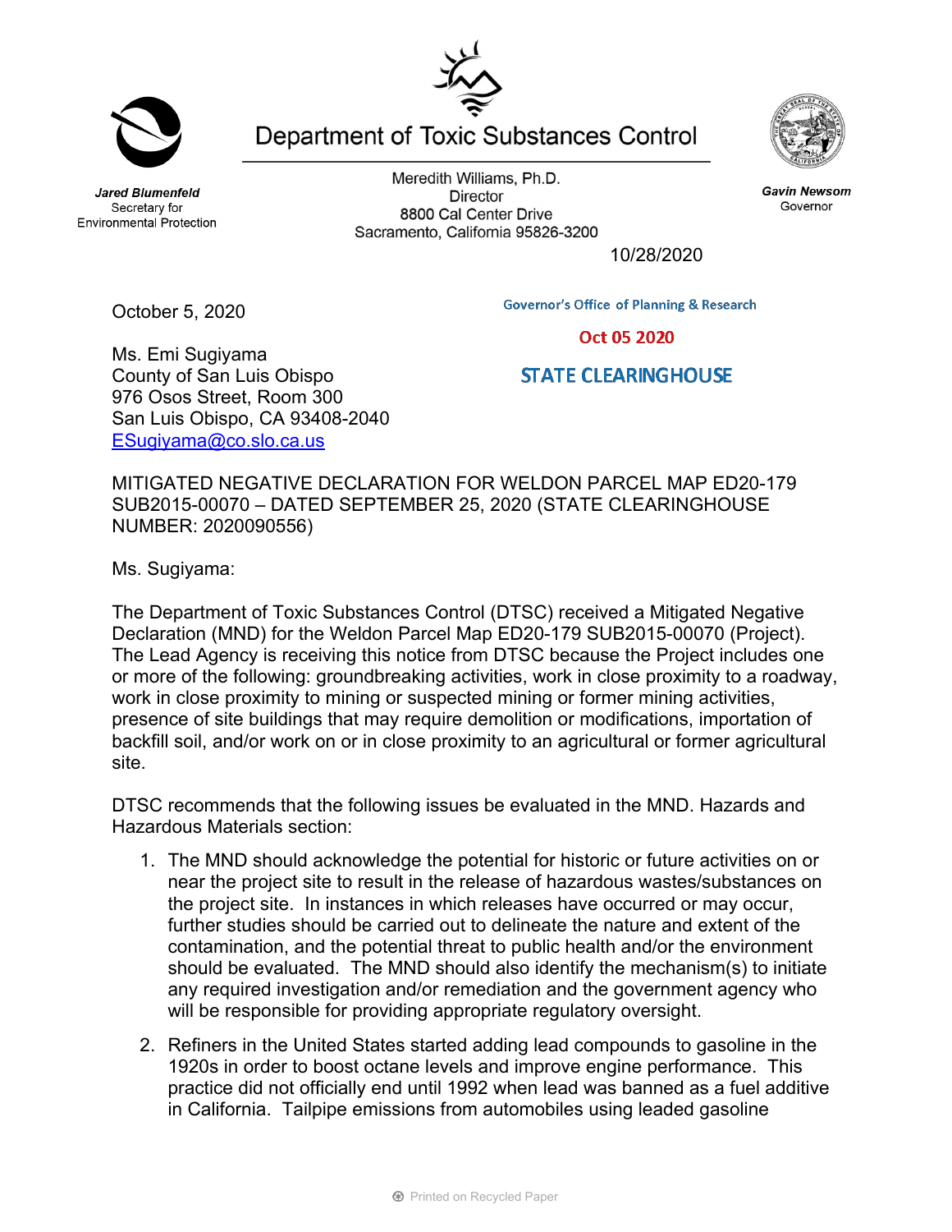Department of Toxic Substances Control

***Jared Blumenfeld***
Secretary for
Environmental Protection

Meredith Williams, Ph.D.
Director
8800 Cal Center Drive
Sacramento, California 95826-3200

***Gavin Newsom***
Governor

10/28/2020

Governor's Office of Planning & Research

Oct 05 2020

STATE CLEARINGHOUSE

October 5, 2020

Ms. Emi Sugiyama
County of San Luis Obispo
976 Osos Street, Room 300
San Luis Obispo, CA 93408-2040
ESugiyama@co.slo.ca.us

MITIGATED NEGATIVE DECLARATION FOR WELDON PARCEL MAP ED20-179 SUB2015-00070 – DATED SEPTEMBER 25, 2020 (STATE CLEARINGHOUSE NUMBER: 2020090556)

Ms. Sugiyama:

The Department of Toxic Substances Control (DTSC) received a Mitigated Negative Declaration (MND) for the Weldon Parcel Map ED20-179 SUB2015-00070 (Project). The Lead Agency is receiving this notice from DTSC because the Project includes one or more of the following: groundbreaking activities, work in close proximity to a roadway, work in close proximity to mining or suspected mining or former mining activities, presence of site buildings that may require demolition or modifications, importation of backfill soil, and/or work on or in close proximity to an agricultural or former agricultural site.

DTSC recommends that the following issues be evaluated in the MND. Hazards and Hazardous Materials section:

1. The MND should acknowledge the potential for historic or future activities on or near the project site to result in the release of hazardous wastes/substances on the project site. In instances in which releases have occurred or may occur, further studies should be carried out to delineate the nature and extent of the contamination, and the potential threat to public health and/or the environment should be evaluated. The MND should also identify the mechanism(s) to initiate any required investigation and/or remediation and the government agency who will be responsible for providing appropriate regulatory oversight.

2. Refiners in the United States started adding lead compounds to gasoline in the 1920s in order to boost octane levels and improve engine performance. This practice did not officially end until 1992 when lead was banned as a fuel additive in California. Tailpipe emissions from automobiles using leaded gasoline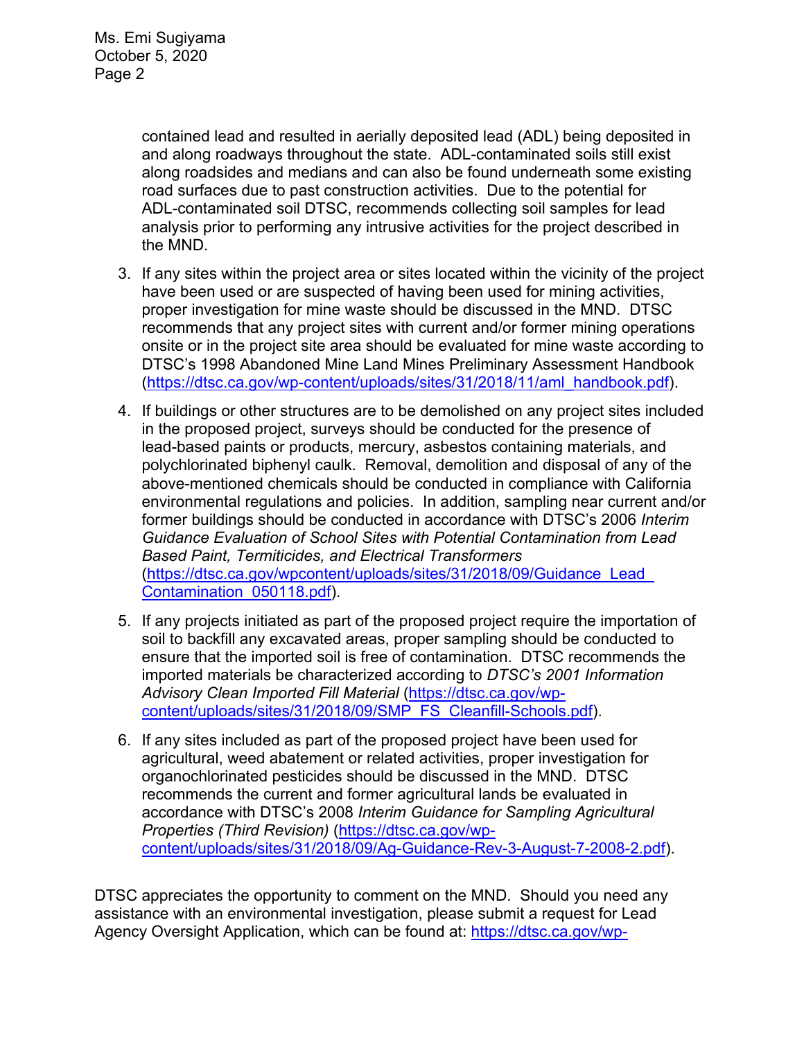contained lead and resulted in aerially deposited lead (ADL) being deposited in and along roadways throughout the state. ADL-contaminated soils still exist along roadsides and medians and can also be found underneath some existing road surfaces due to past construction activities. Due to the potential for ADL-contaminated soil DTSC, recommends collecting soil samples for lead analysis prior to performing any intrusive activities for the project described in the MND.

3. If any sites within the project area or sites located within the vicinity of the project have been used or are suspected of having been used for mining activities, proper investigation for mine waste should be discussed in the MND. DTSC recommends that any project sites with current and/or former mining operations onsite or in the project site area should be evaluated for mine waste according to DTSC's 1998 Abandoned Mine Land Mines Preliminary Assessment Handbook (https://dtsc.ca.gov/wp-content/uploads/sites/31/2018/11/aml_handbook.pdf).

4. If buildings or other structures are to be demolished on any project sites included in the proposed project, surveys should be conducted for the presence of lead-based paints or products, mercury, asbestos containing materials, and polychlorinated biphenyl caulk. Removal, demolition and disposal of any of the above-mentioned chemicals should be conducted in compliance with California environmental regulations and policies. In addition, sampling near current and/or former buildings should be conducted in accordance with DTSC's 2006 *Interim Guidance Evaluation of School Sites with Potential Contamination from Lead Based Paint, Termiticides, and Electrical Transformers* (https://dtsc.ca.gov/wpcontent/uploads/sites/31/2018/09/Guidance_Lead_Contamination_050118.pdf).

5. If any projects initiated as part of the proposed project require the importation of soil to backfill any excavated areas, proper sampling should be conducted to ensure that the imported soil is free of contamination. DTSC recommends the imported materials be characterized according to *DTSC's 2001 Information Advisory Clean Imported Fill Material* (https://dtsc.ca.gov/wp-content/uploads/sites/31/2018/09/SMP_FS_Cleanfill-Schools.pdf).

6. If any sites included as part of the proposed project have been used for agricultural, weed abatement or related activities, proper investigation for organochlorinated pesticides should be discussed in the MND. DTSC recommends the current and former agricultural lands be evaluated in accordance with DTSC's 2008 *Interim Guidance for Sampling Agricultural Properties (Third Revision)* (https://dtsc.ca.gov/wp-content/uploads/sites/31/2018/09/Ag-Guidance-Rev-3-August-7-2008-2.pdf).

DTSC appreciates the opportunity to comment on the MND. Should you need any assistance with an environmental investigation, please submit a request for Lead Agency Oversight Application, which can be found at: https://dtsc.ca.gov/wp-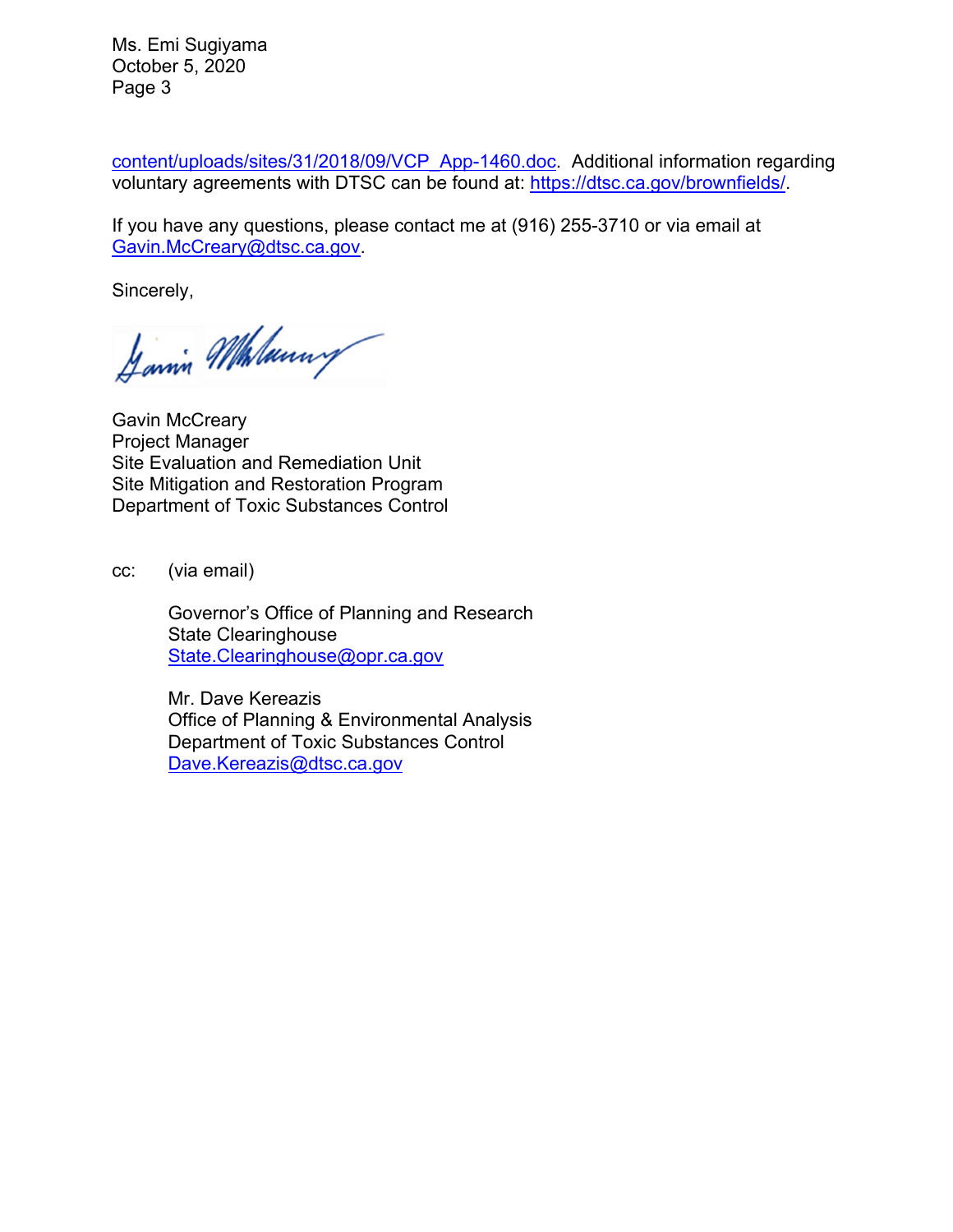content/uploads/sites/31/2018/09/VCP_App-1460.doc. Additional information regarding voluntary agreements with DTSC can be found at: https://dtsc.ca.gov/brownfields/.

If you have any questions, please contact me at (916) 255-3710 or via email at Gavin.McCreary@dtsc.ca.gov.

Sincerely,

Gavin McCreary
Project Manager
Site Evaluation and Remediation Unit
Site Mitigation and Restoration Program
Department of Toxic Substances Control

cc: (via email)

Governor's Office of Planning and Research
State Clearinghouse
State.Clearinghouse@opr.ca.gov

Mr. Dave Kereazis
Office of Planning & Environmental Analysis
Department of Toxic Substances Control
Dave.Kereazis@dtsc.ca.gov